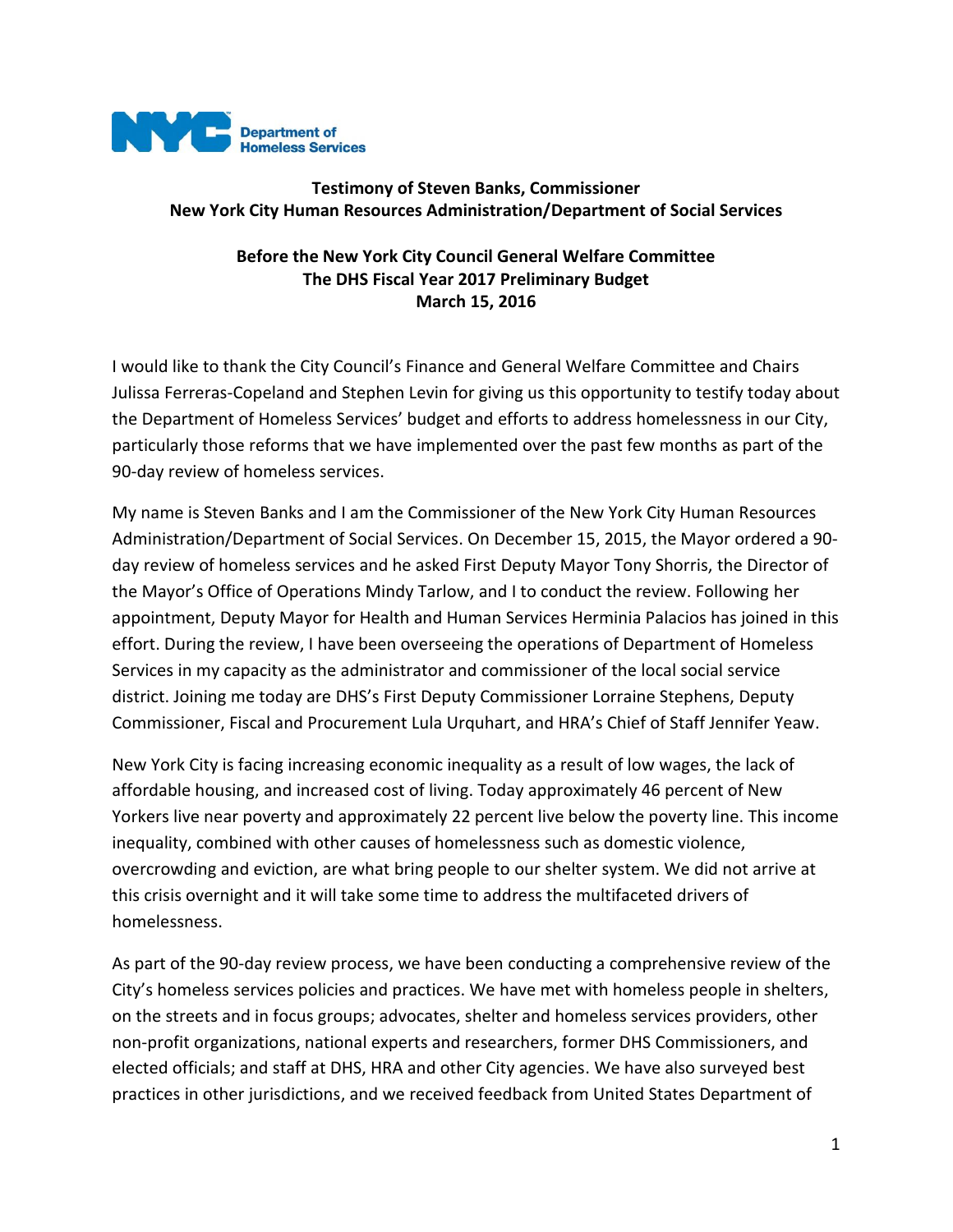NYC Department of Homeless Services

**Testimony of Steven Banks, Commissioner**
**New York City Human Resources Administration/Department of Social Services**

**Before the New York City Council General Welfare Committee**
**The DHS Fiscal Year 2017 Preliminary Budget**
**March 15, 2016**

I would like to thank the City Council's Finance and General Welfare Committee and Chairs Julissa Ferreras-Copeland and Stephen Levin for giving us this opportunity to testify today about the Department of Homeless Services' budget and efforts to address homelessness in our City, particularly those reforms that we have implemented over the past few months as part of the 90-day review of homeless services.

My name is Steven Banks and I am the Commissioner of the New York City Human Resources Administration/Department of Social Services. On December 15, 2015, the Mayor ordered a 90-day review of homeless services and he asked First Deputy Mayor Tony Shorris, the Director of the Mayor's Office of Operations Mindy Tarlow, and I to conduct the review. Following her appointment, Deputy Mayor for Health and Human Services Herminia Palacios has joined in this effort. During the review, I have been overseeing the operations of Department of Homeless Services in my capacity as the administrator and commissioner of the local social service district. Joining me today are DHS's First Deputy Commissioner Lorraine Stephens, Deputy Commissioner, Fiscal and Procurement Lula Urquhart, and HRA's Chief of Staff Jennifer Yeaw.

New York City is facing increasing economic inequality as a result of low wages, the lack of affordable housing, and increased cost of living. Today approximately 46 percent of New Yorkers live near poverty and approximately 22 percent live below the poverty line. This income inequality, combined with other causes of homelessness such as domestic violence, overcrowding and eviction, are what bring people to our shelter system. We did not arrive at this crisis overnight and it will take some time to address the multifaceted drivers of homelessness.

As part of the 90-day review process, we have been conducting a comprehensive review of the City's homeless services policies and practices. We have met with homeless people in shelters, on the streets and in focus groups; advocates, shelter and homeless services providers, other non-profit organizations, national experts and researchers, former DHS Commissioners, and elected officials; and staff at DHS, HRA and other City agencies. We have also surveyed best practices in other jurisdictions, and we received feedback from United States Department of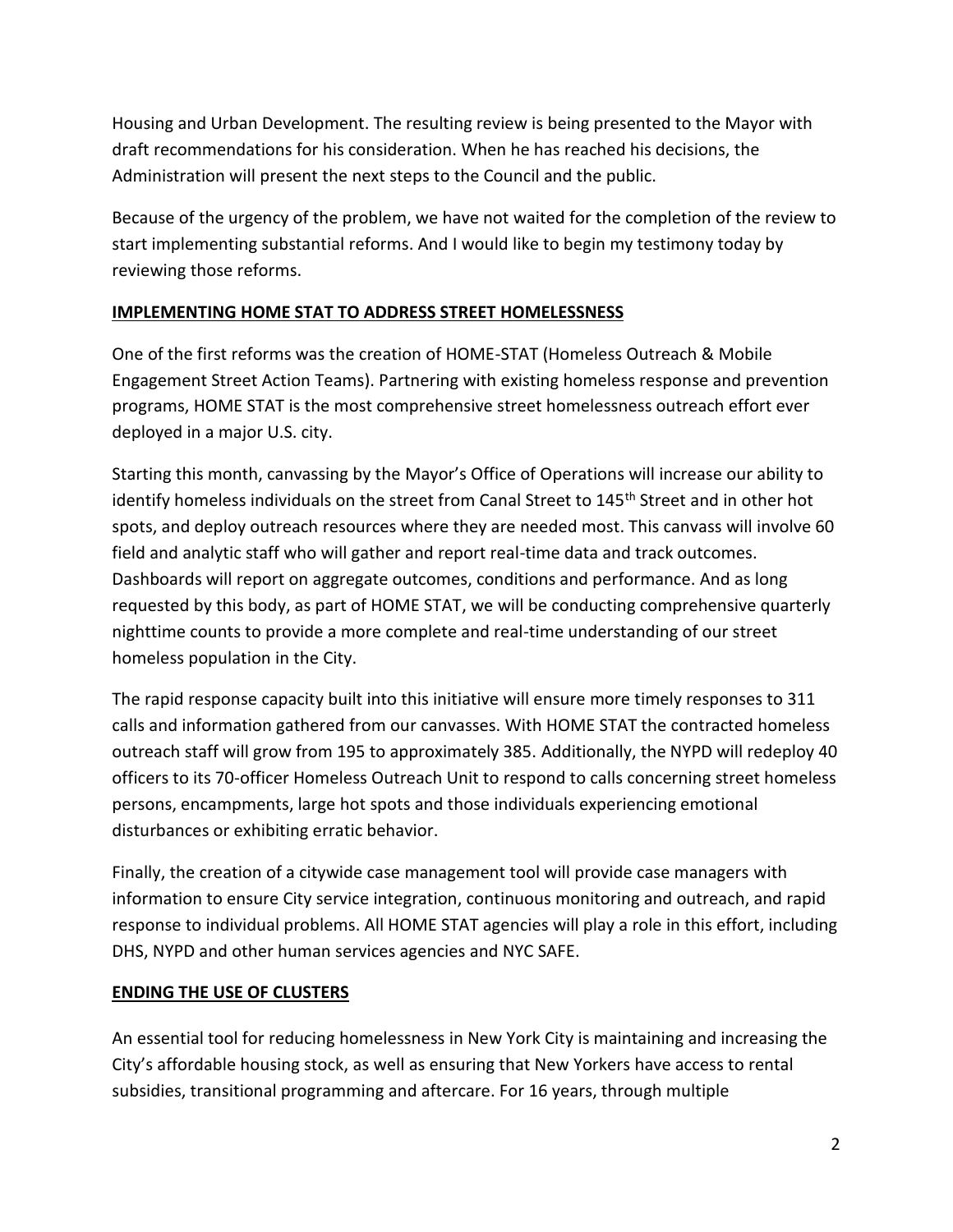Housing and Urban Development. The resulting review is being presented to the Mayor with draft recommendations for his consideration. When he has reached his decisions, the Administration will present the next steps to the Council and the public.

Because of the urgency of the problem, we have not waited for the completion of the review to start implementing substantial reforms. And I would like to begin my testimony today by reviewing those reforms.

## IMPLEMENTING HOME STAT TO ADDRESS STREET HOMELESSNESS

One of the first reforms was the creation of HOME-STAT (Homeless Outreach & Mobile Engagement Street Action Teams). Partnering with existing homeless response and prevention programs, HOME STAT is the most comprehensive street homelessness outreach effort ever deployed in a major U.S. city.

Starting this month, canvassing by the Mayor's Office of Operations will increase our ability to identify homeless individuals on the street from Canal Street to 145th Street and in other hot spots, and deploy outreach resources where they are needed most. This canvass will involve 60 field and analytic staff who will gather and report real-time data and track outcomes. Dashboards will report on aggregate outcomes, conditions and performance. And as long requested by this body, as part of HOME STAT, we will be conducting comprehensive quarterly nighttime counts to provide a more complete and real-time understanding of our street homeless population in the City.

The rapid response capacity built into this initiative will ensure more timely responses to 311 calls and information gathered from our canvasses. With HOME STAT the contracted homeless outreach staff will grow from 195 to approximately 385. Additionally, the NYPD will redeploy 40 officers to its 70-officer Homeless Outreach Unit to respond to calls concerning street homeless persons, encampments, large hot spots and those individuals experiencing emotional disturbances or exhibiting erratic behavior.

Finally, the creation of a citywide case management tool will provide case managers with information to ensure City service integration, continuous monitoring and outreach, and rapid response to individual problems. All HOME STAT agencies will play a role in this effort, including DHS, NYPD and other human services agencies and NYC SAFE.

## ENDING THE USE OF CLUSTERS

An essential tool for reducing homelessness in New York City is maintaining and increasing the City's affordable housing stock, as well as ensuring that New Yorkers have access to rental subsidies, transitional programming and aftercare. For 16 years, through multiple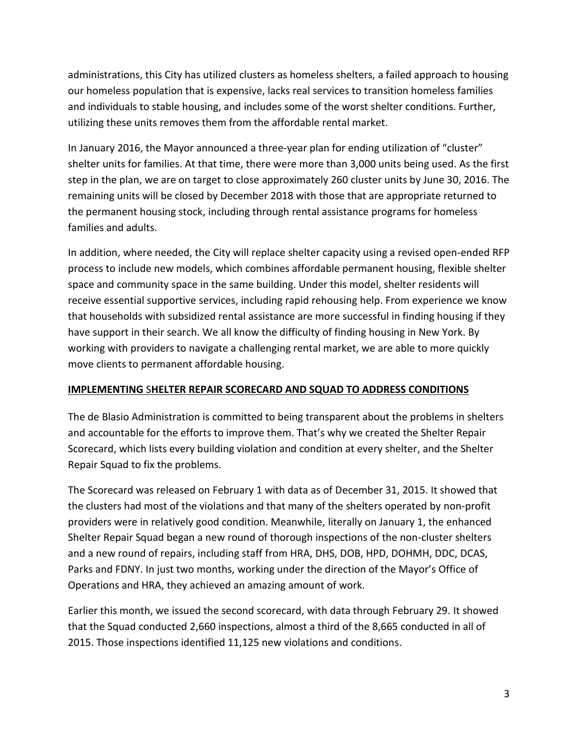administrations, this City has utilized clusters as homeless shelters, a failed approach to housing our homeless population that is expensive, lacks real services to transition homeless families and individuals to stable housing, and includes some of the worst shelter conditions. Further, utilizing these units removes them from the affordable rental market.

In January 2016, the Mayor announced a three-year plan for ending utilization of "cluster" shelter units for families. At that time, there were more than 3,000 units being used. As the first step in the plan, we are on target to close approximately 260 cluster units by June 30, 2016. The remaining units will be closed by December 2018 with those that are appropriate returned to the permanent housing stock, including through rental assistance programs for homeless families and adults.

In addition, where needed, the City will replace shelter capacity using a revised open-ended RFP process to include new models, which combines affordable permanent housing, flexible shelter space and community space in the same building. Under this model, shelter residents will receive essential supportive services, including rapid rehousing help. From experience we know that households with subsidized rental assistance are more successful in finding housing if they have support in their search. We all know the difficulty of finding housing in New York. By working with providers to navigate a challenging rental market, we are able to more quickly move clients to permanent affordable housing.

**IMPLEMENTING SHELTER REPAIR SCORECARD AND SQUAD TO ADDRESS CONDITIONS**

The de Blasio Administration is committed to being transparent about the problems in shelters and accountable for the efforts to improve them. That's why we created the Shelter Repair Scorecard, which lists every building violation and condition at every shelter, and the Shelter Repair Squad to fix the problems.

The Scorecard was released on February 1 with data as of December 31, 2015. It showed that the clusters had most of the violations and that many of the shelters operated by non-profit providers were in relatively good condition. Meanwhile, literally on January 1, the enhanced Shelter Repair Squad began a new round of thorough inspections of the non-cluster shelters and a new round of repairs, including staff from HRA, DHS, DOB, HPD, DOHMH, DDC, DCAS, Parks and FDNY. In just two months, working under the direction of the Mayor's Office of Operations and HRA, they achieved an amazing amount of work.

Earlier this month, we issued the second scorecard, with data through February 29. It showed that the Squad conducted 2,660 inspections, almost a third of the 8,665 conducted in all of 2015. Those inspections identified 11,125 new violations and conditions.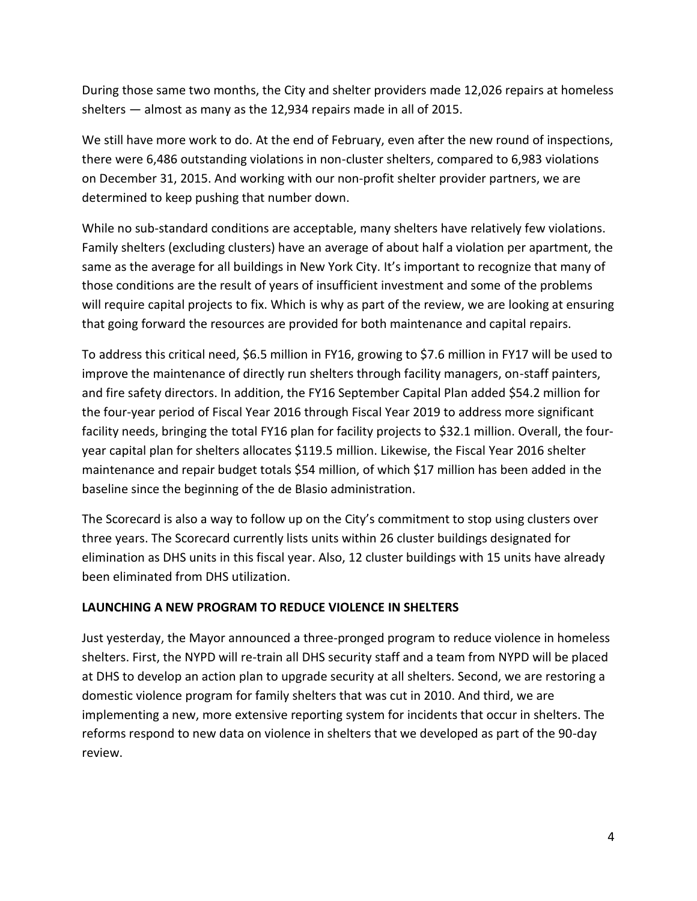During those same two months, the City and shelter providers made 12,026 repairs at homeless shelters — almost as many as the 12,934 repairs made in all of 2015.

We still have more work to do. At the end of February, even after the new round of inspections, there were 6,486 outstanding violations in non-cluster shelters, compared to 6,983 violations on December 31, 2015. And working with our non-profit shelter provider partners, we are determined to keep pushing that number down.

While no sub-standard conditions are acceptable, many shelters have relatively few violations. Family shelters (excluding clusters) have an average of about half a violation per apartment, the same as the average for all buildings in New York City. It's important to recognize that many of those conditions are the result of years of insufficient investment and some of the problems will require capital projects to fix. Which is why as part of the review, we are looking at ensuring that going forward the resources are provided for both maintenance and capital repairs.

To address this critical need, $6.5 million in FY16, growing to $7.6 million in FY17 will be used to improve the maintenance of directly run shelters through facility managers, on-staff painters, and fire safety directors. In addition, the FY16 September Capital Plan added $54.2 million for the four-year period of Fiscal Year 2016 through Fiscal Year 2019 to address more significant facility needs, bringing the total FY16 plan for facility projects to $32.1 million. Overall, the four-year capital plan for shelters allocates $119.5 million. Likewise, the Fiscal Year 2016 shelter maintenance and repair budget totals $54 million, of which $17 million has been added in the baseline since the beginning of the de Blasio administration.

The Scorecard is also a way to follow up on the City's commitment to stop using clusters over three years. The Scorecard currently lists units within 26 cluster buildings designated for elimination as DHS units in this fiscal year. Also, 12 cluster buildings with 15 units have already been eliminated from DHS utilization.

**LAUNCHING A NEW PROGRAM TO REDUCE VIOLENCE IN SHELTERS**

Just yesterday, the Mayor announced a three-pronged program to reduce violence in homeless shelters. First, the NYPD will re-train all DHS security staff and a team from NYPD will be placed at DHS to develop an action plan to upgrade security at all shelters. Second, we are restoring a domestic violence program for family shelters that was cut in 2010. And third, we are implementing a new, more extensive reporting system for incidents that occur in shelters. The reforms respond to new data on violence in shelters that we developed as part of the 90-day review.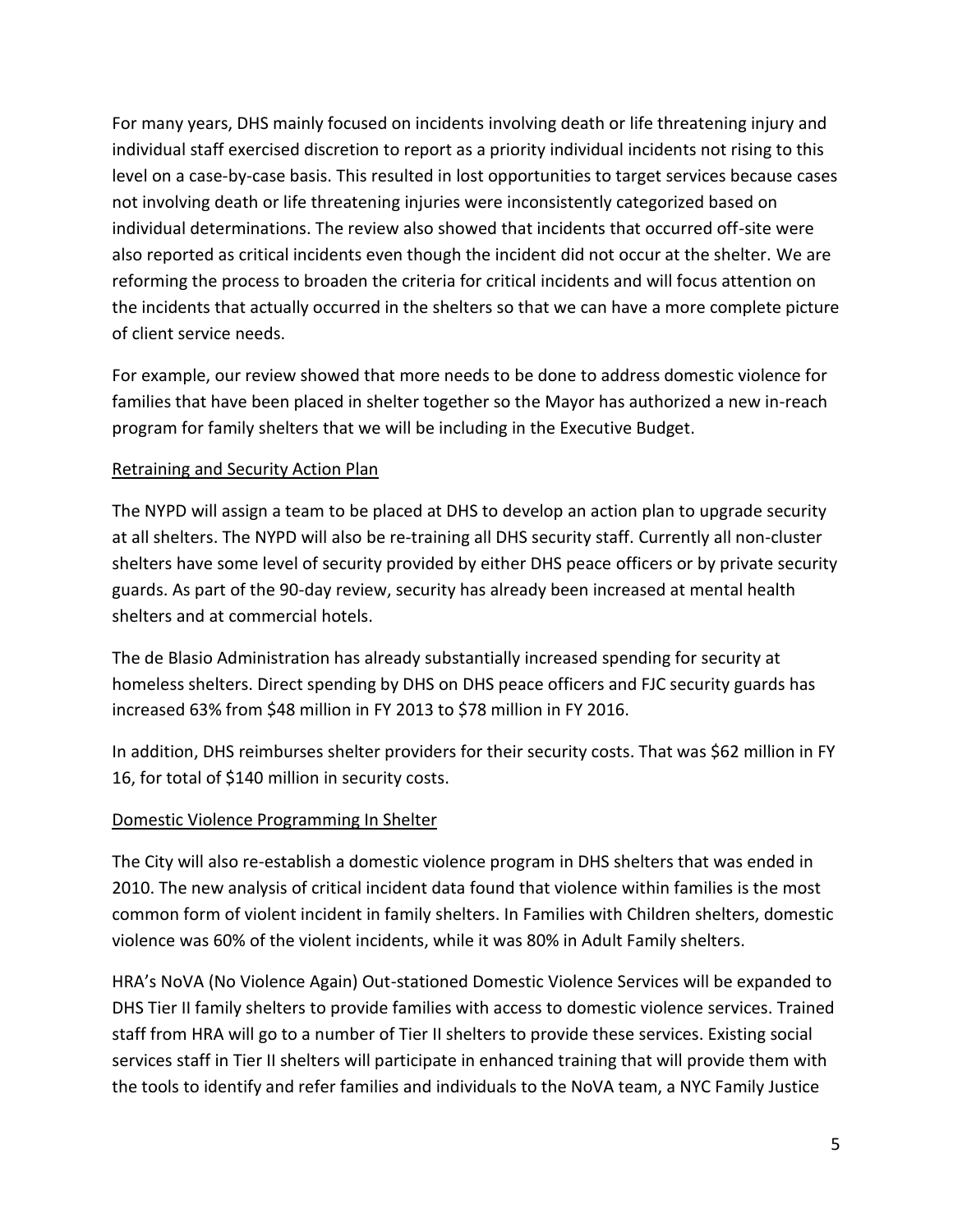For many years, DHS mainly focused on incidents involving death or life threatening injury and individual staff exercised discretion to report as a priority individual incidents not rising to this level on a case-by-case basis. This resulted in lost opportunities to target services because cases not involving death or life threatening injuries were inconsistently categorized based on individual determinations. The review also showed that incidents that occurred off-site were also reported as critical incidents even though the incident did not occur at the shelter. We are reforming the process to broaden the criteria for critical incidents and will focus attention on the incidents that actually occurred in the shelters so that we can have a more complete picture of client service needs.

For example, our review showed that more needs to be done to address domestic violence for families that have been placed in shelter together so the Mayor has authorized a new in-reach program for family shelters that we will be including in the Executive Budget.

## Retraining and Security Action Plan

The NYPD will assign a team to be placed at DHS to develop an action plan to upgrade security at all shelters. The NYPD will also be re-training all DHS security staff. Currently all non-cluster shelters have some level of security provided by either DHS peace officers or by private security guards. As part of the 90-day review, security has already been increased at mental health shelters and at commercial hotels.

The de Blasio Administration has already substantially increased spending for security at homeless shelters. Direct spending by DHS on DHS peace officers and FJC security guards has increased 63% from $48 million in FY 2013 to $78 million in FY 2016.

In addition, DHS reimburses shelter providers for their security costs. That was $62 million in FY 16, for total of $140 million in security costs.

## Domestic Violence Programming In Shelter

The City will also re-establish a domestic violence program in DHS shelters that was ended in 2010. The new analysis of critical incident data found that violence within families is the most common form of violent incident in family shelters. In Families with Children shelters, domestic violence was 60% of the violent incidents, while it was 80% in Adult Family shelters.

HRA's NoVA (No Violence Again) Out-stationed Domestic Violence Services will be expanded to DHS Tier II family shelters to provide families with access to domestic violence services. Trained staff from HRA will go to a number of Tier II shelters to provide these services. Existing social services staff in Tier II shelters will participate in enhanced training that will provide them with the tools to identify and refer families and individuals to the NoVA team, a NYC Family Justice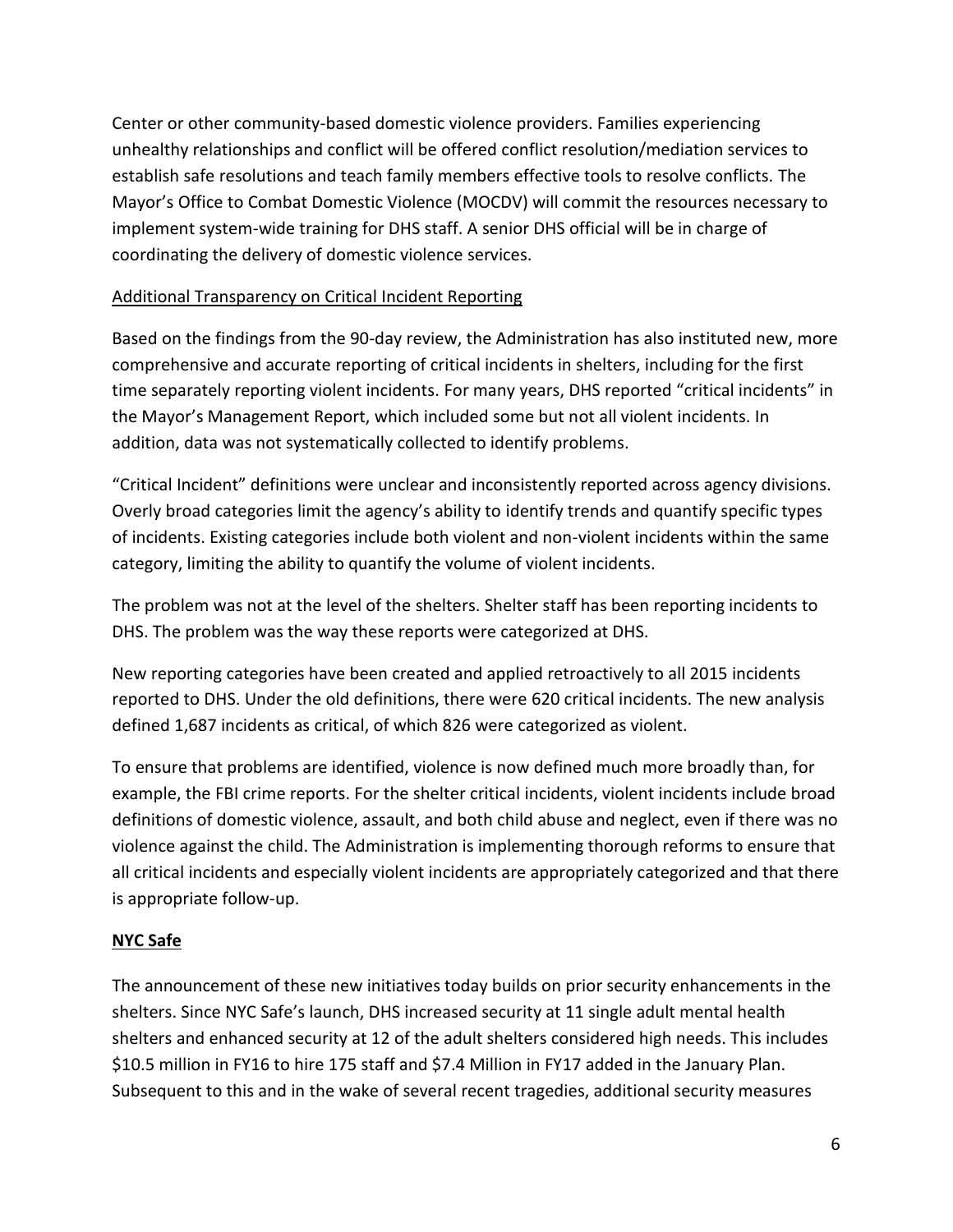Center or other community-based domestic violence providers. Families experiencing unhealthy relationships and conflict will be offered conflict resolution/mediation services to establish safe resolutions and teach family members effective tools to resolve conflicts. The Mayor's Office to Combat Domestic Violence (MOCDV) will commit the resources necessary to implement system-wide training for DHS staff. A senior DHS official will be in charge of coordinating the delivery of domestic violence services.

<u>Additional Transparency on Critical Incident Reporting</u>

Based on the findings from the 90-day review, the Administration has also instituted new, more comprehensive and accurate reporting of critical incidents in shelters, including for the first time separately reporting violent incidents. For many years, DHS reported "critical incidents" in the Mayor's Management Report, which included some but not all violent incidents. In addition, data was not systematically collected to identify problems.

"Critical Incident" definitions were unclear and inconsistently reported across agency divisions. Overly broad categories limit the agency's ability to identify trends and quantify specific types of incidents. Existing categories include both violent and non-violent incidents within the same category, limiting the ability to quantify the volume of violent incidents.

The problem was not at the level of the shelters. Shelter staff has been reporting incidents to DHS. The problem was the way these reports were categorized at DHS.

New reporting categories have been created and applied retroactively to all 2015 incidents reported to DHS. Under the old definitions, there were 620 critical incidents. The new analysis defined 1,687 incidents as critical, of which 826 were categorized as violent.

To ensure that problems are identified, violence is now defined much more broadly than, for example, the FBI crime reports. For the shelter critical incidents, violent incidents include broad definitions of domestic violence, assault, and both child abuse and neglect, even if there was no violence against the child. The Administration is implementing thorough reforms to ensure that all critical incidents and especially violent incidents are appropriately categorized and that there is appropriate follow-up.

**<u>NYC Safe</u>**

The announcement of these new initiatives today builds on prior security enhancements in the shelters. Since NYC Safe's launch, DHS increased security at 11 single adult mental health shelters and enhanced security at 12 of the adult shelters considered high needs. This includes $10.5 million in FY16 to hire 175 staff and $7.4 Million in FY17 added in the January Plan. Subsequent to this and in the wake of several recent tragedies, additional security measures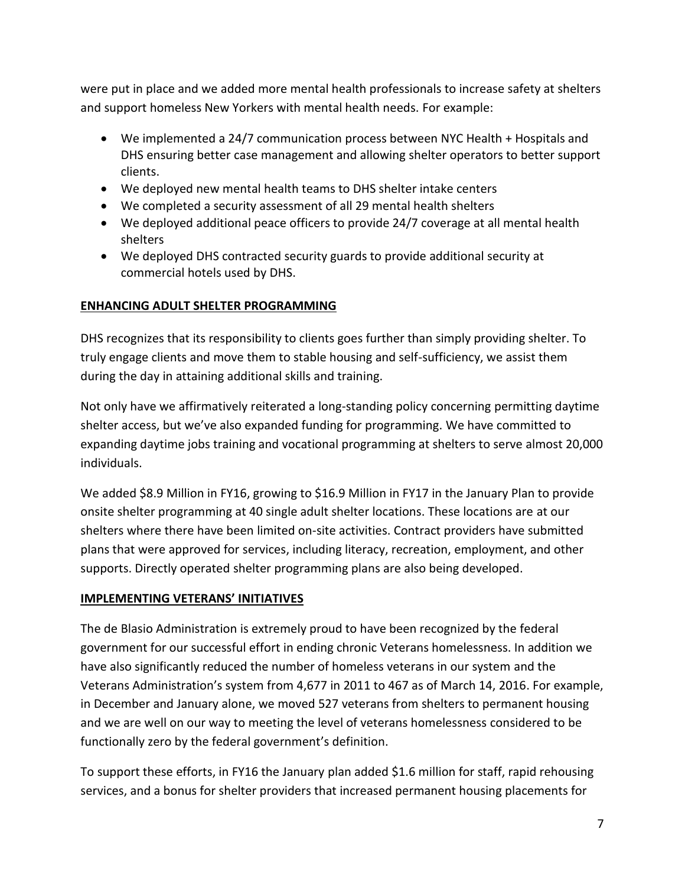were put in place and we added more mental health professionals to increase safety at shelters and support homeless New Yorkers with mental health needs. For example:

- We implemented a 24/7 communication process between NYC Health + Hospitals and DHS ensuring better case management and allowing shelter operators to better support clients.
- We deployed new mental health teams to DHS shelter intake centers
- We completed a security assessment of all 29 mental health shelters
- We deployed additional peace officers to provide 24/7 coverage at all mental health shelters
- We deployed DHS contracted security guards to provide additional security at commercial hotels used by DHS.

**ENHANCING ADULT SHELTER PROGRAMMING**

DHS recognizes that its responsibility to clients goes further than simply providing shelter. To truly engage clients and move them to stable housing and self-sufficiency, we assist them during the day in attaining additional skills and training.

Not only have we affirmatively reiterated a long-standing policy concerning permitting daytime shelter access, but we've also expanded funding for programming. We have committed to expanding daytime jobs training and vocational programming at shelters to serve almost 20,000 individuals.

We added $8.9 Million in FY16, growing to $16.9 Million in FY17 in the January Plan to provide onsite shelter programming at 40 single adult shelter locations. These locations are at our shelters where there have been limited on-site activities. Contract providers have submitted plans that were approved for services, including literacy, recreation, employment, and other supports. Directly operated shelter programming plans are also being developed.

**IMPLEMENTING VETERANS' INITIATIVES**

The de Blasio Administration is extremely proud to have been recognized by the federal government for our successful effort in ending chronic Veterans homelessness. In addition we have also significantly reduced the number of homeless veterans in our system and the Veterans Administration's system from 4,677 in 2011 to 467 as of March 14, 2016. For example, in December and January alone, we moved 527 veterans from shelters to permanent housing and we are well on our way to meeting the level of veterans homelessness considered to be functionally zero by the federal government's definition.

To support these efforts, in FY16 the January plan added $1.6 million for staff, rapid rehousing services, and a bonus for shelter providers that increased permanent housing placements for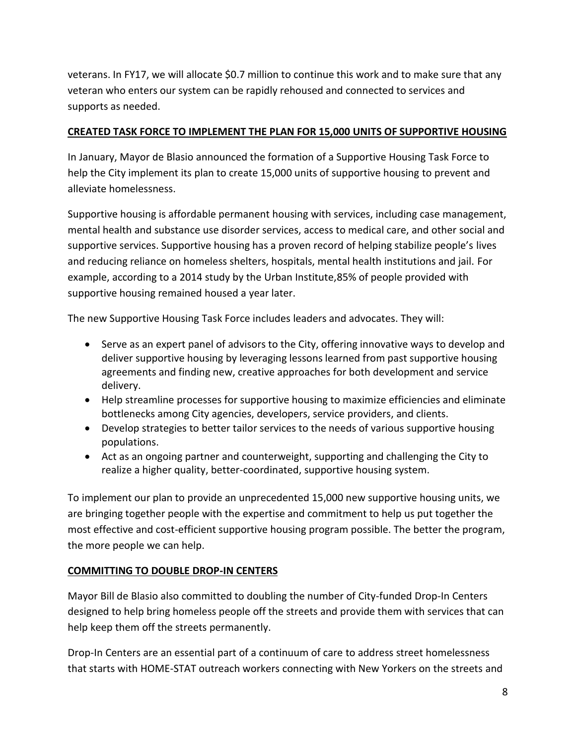veterans. In FY17, we will allocate $0.7 million to continue this work and to make sure that any veteran who enters our system can be rapidly rehoused and connected to services and supports as needed.

**CREATED TASK FORCE TO IMPLEMENT THE PLAN FOR 15,000 UNITS OF SUPPORTIVE HOUSING**

In January, Mayor de Blasio announced the formation of a Supportive Housing Task Force to help the City implement its plan to create 15,000 units of supportive housing to prevent and alleviate homelessness.

Supportive housing is affordable permanent housing with services, including case management, mental health and substance use disorder services, access to medical care, and other social and supportive services. Supportive housing has a proven record of helping stabilize people's lives and reducing reliance on homeless shelters, hospitals, mental health institutions and jail. For example, according to a 2014 study by the Urban Institute,85% of people provided with supportive housing remained housed a year later.

The new Supportive Housing Task Force includes leaders and advocates. They will:

- Serve as an expert panel of advisors to the City, offering innovative ways to develop and deliver supportive housing by leveraging lessons learned from past supportive housing agreements and finding new, creative approaches for both development and service delivery.
- Help streamline processes for supportive housing to maximize efficiencies and eliminate bottlenecks among City agencies, developers, service providers, and clients.
- Develop strategies to better tailor services to the needs of various supportive housing populations.
- Act as an ongoing partner and counterweight, supporting and challenging the City to realize a higher quality, better-coordinated, supportive housing system.

To implement our plan to provide an unprecedented 15,000 new supportive housing units, we are bringing together people with the expertise and commitment to help us put together the most effective and cost-efficient supportive housing program possible. The better the program, the more people we can help.

**COMMITTING TO DOUBLE DROP-IN CENTERS**

Mayor Bill de Blasio also committed to doubling the number of City-funded Drop-In Centers designed to help bring homeless people off the streets and provide them with services that can help keep them off the streets permanently.

Drop-In Centers are an essential part of a continuum of care to address street homelessness that starts with HOME-STAT outreach workers connecting with New Yorkers on the streets and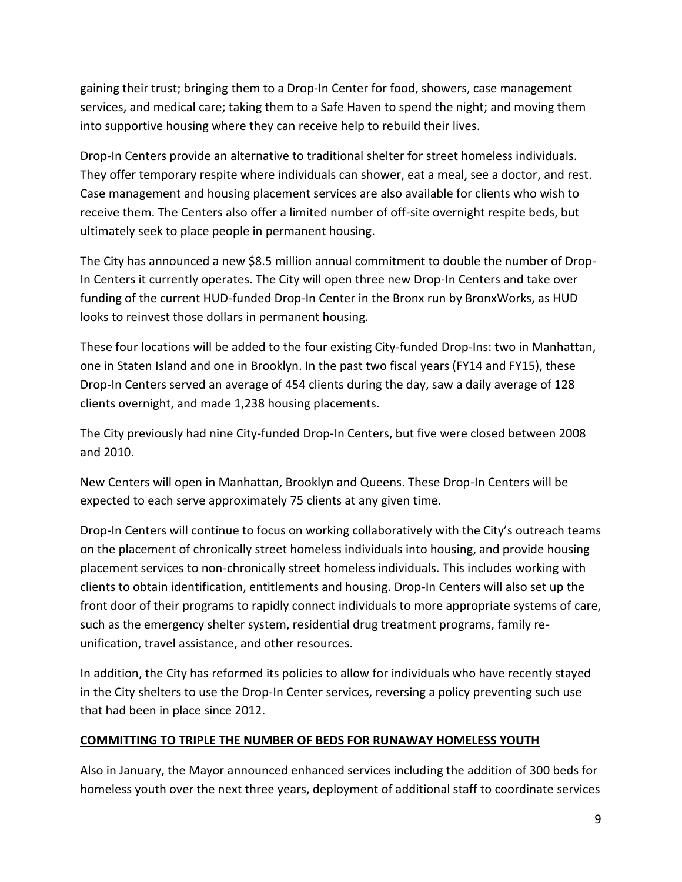gaining their trust; bringing them to a Drop-In Center for food, showers, case management services, and medical care; taking them to a Safe Haven to spend the night; and moving them into supportive housing where they can receive help to rebuild their lives.

Drop-In Centers provide an alternative to traditional shelter for street homeless individuals. They offer temporary respite where individuals can shower, eat a meal, see a doctor, and rest. Case management and housing placement services are also available for clients who wish to receive them. The Centers also offer a limited number of off-site overnight respite beds, but ultimately seek to place people in permanent housing.

The City has announced a new $8.5 million annual commitment to double the number of Drop-In Centers it currently operates. The City will open three new Drop-In Centers and take over funding of the current HUD-funded Drop-In Center in the Bronx run by BronxWorks, as HUD looks to reinvest those dollars in permanent housing.

These four locations will be added to the four existing City-funded Drop-Ins: two in Manhattan, one in Staten Island and one in Brooklyn. In the past two fiscal years (FY14 and FY15), these Drop-In Centers served an average of 454 clients during the day, saw a daily average of 128 clients overnight, and made 1,238 housing placements.

The City previously had nine City-funded Drop-In Centers, but five were closed between 2008 and 2010.

New Centers will open in Manhattan, Brooklyn and Queens. These Drop-In Centers will be expected to each serve approximately 75 clients at any given time.

Drop-In Centers will continue to focus on working collaboratively with the City's outreach teams on the placement of chronically street homeless individuals into housing, and provide housing placement services to non-chronically street homeless individuals. This includes working with clients to obtain identification, entitlements and housing. Drop-In Centers will also set up the front door of their programs to rapidly connect individuals to more appropriate systems of care, such as the emergency shelter system, residential drug treatment programs, family re-unification, travel assistance, and other resources.

In addition, the City has reformed its policies to allow for individuals who have recently stayed in the City shelters to use the Drop-In Center services, reversing a policy preventing such use that had been in place since 2012.

## COMMITTING TO TRIPLE THE NUMBER OF BEDS FOR RUNAWAY HOMELESS YOUTH

Also in January, the Mayor announced enhanced services including the addition of 300 beds for homeless youth over the next three years, deployment of additional staff to coordinate services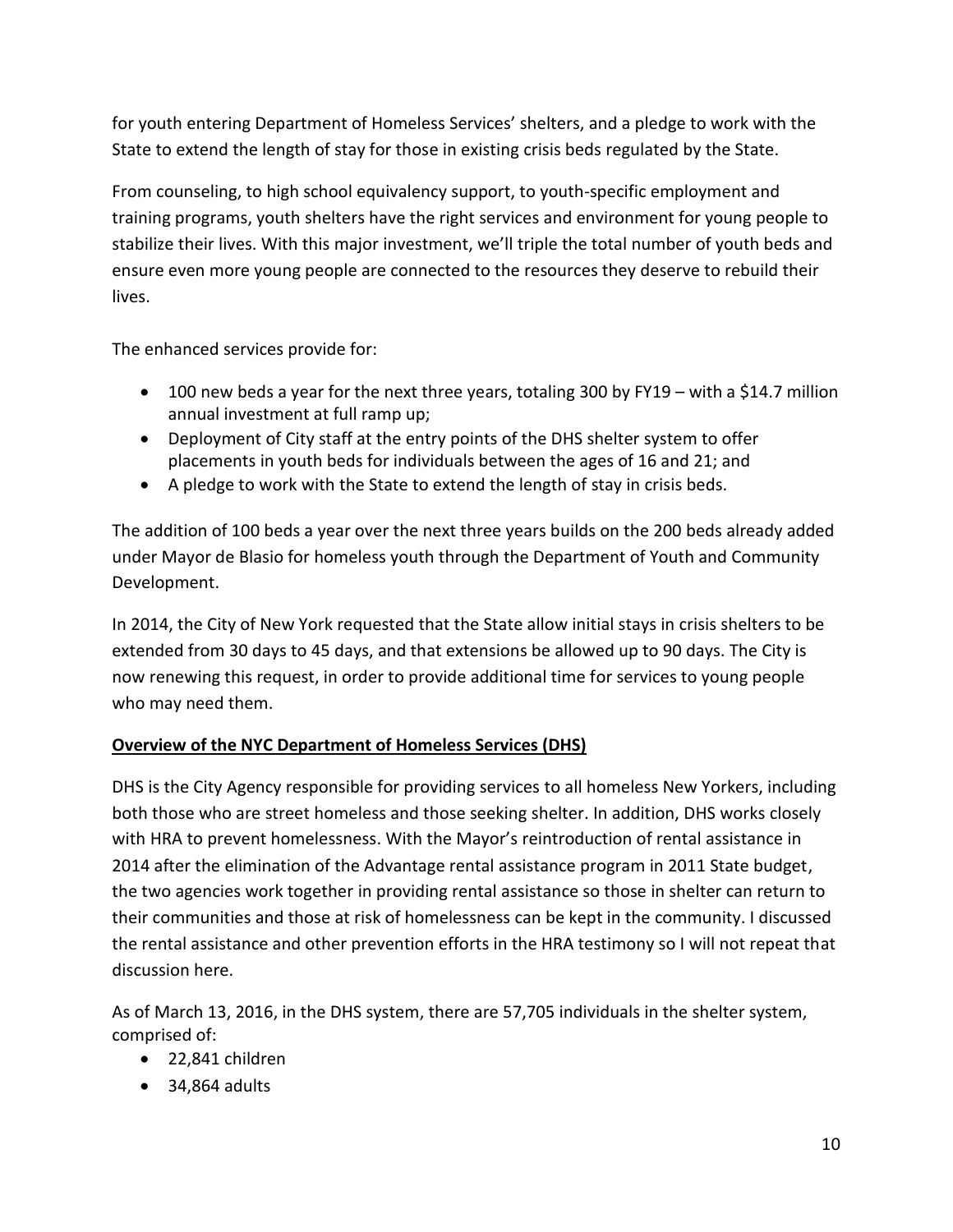for youth entering Department of Homeless Services' shelters, and a pledge to work with the State to extend the length of stay for those in existing crisis beds regulated by the State.

From counseling, to high school equivalency support, to youth-specific employment and training programs, youth shelters have the right services and environment for young people to stabilize their lives. With this major investment, we'll triple the total number of youth beds and ensure even more young people are connected to the resources they deserve to rebuild their lives.

The enhanced services provide for:

- 100 new beds a year for the next three years, totaling 300 by FY19 – with a $14.7 million annual investment at full ramp up;
- Deployment of City staff at the entry points of the DHS shelter system to offer placements in youth beds for individuals between the ages of 16 and 21; and
- A pledge to work with the State to extend the length of stay in crisis beds.

The addition of 100 beds a year over the next three years builds on the 200 beds already added under Mayor de Blasio for homeless youth through the Department of Youth and Community Development.

In 2014, the City of New York requested that the State allow initial stays in crisis shelters to be extended from 30 days to 45 days, and that extensions be allowed up to 90 days. The City is now renewing this request, in order to provide additional time for services to young people who may need them.

**Overview of the NYC Department of Homeless Services (DHS)**

DHS is the City Agency responsible for providing services to all homeless New Yorkers, including both those who are street homeless and those seeking shelter. In addition, DHS works closely with HRA to prevent homelessness. With the Mayor's reintroduction of rental assistance in 2014 after the elimination of the Advantage rental assistance program in 2011 State budget, the two agencies work together in providing rental assistance so those in shelter can return to their communities and those at risk of homelessness can be kept in the community. I discussed the rental assistance and other prevention efforts in the HRA testimony so I will not repeat that discussion here.

As of March 13, 2016, in the DHS system, there are 57,705 individuals in the shelter system, comprised of:

- 22,841 children
- 34,864 adults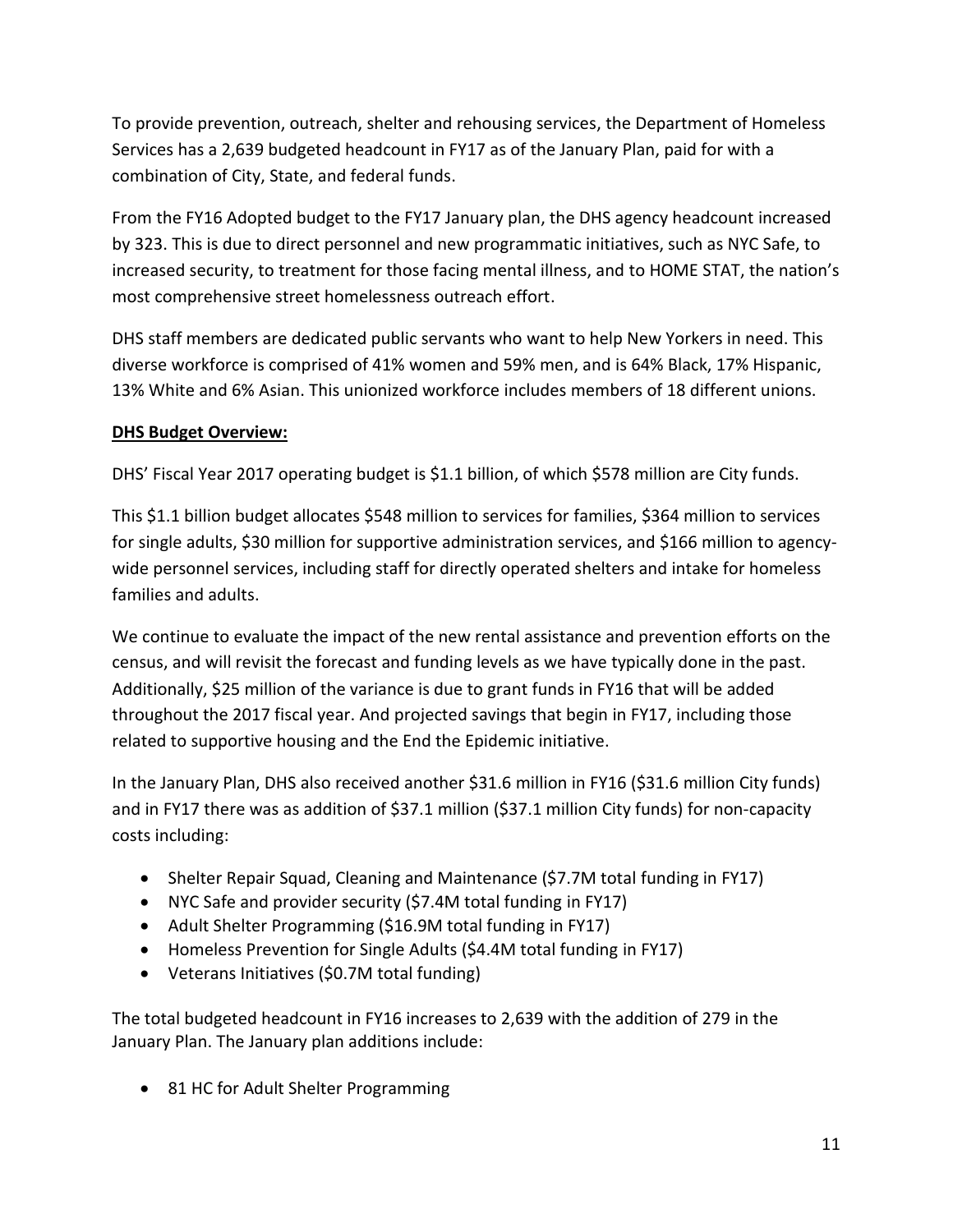To provide prevention, outreach, shelter and rehousing services, the Department of Homeless Services has a 2,639 budgeted headcount in FY17 as of the January Plan, paid for with a combination of City, State, and federal funds.

From the FY16 Adopted budget to the FY17 January plan, the DHS agency headcount increased by 323. This is due to direct personnel and new programmatic initiatives, such as NYC Safe, to increased security, to treatment for those facing mental illness, and to HOME STAT, the nation's most comprehensive street homelessness outreach effort.

DHS staff members are dedicated public servants who want to help New Yorkers in need. This diverse workforce is comprised of 41% women and 59% men, and is 64% Black, 17% Hispanic, 13% White and 6% Asian. This unionized workforce includes members of 18 different unions.

**DHS Budget Overview:**

DHS' Fiscal Year 2017 operating budget is $1.1 billion, of which $578 million are City funds.

This $1.1 billion budget allocates $548 million to services for families, $364 million to services for single adults, $30 million for supportive administration services, and $166 million to agency-wide personnel services, including staff for directly operated shelters and intake for homeless families and adults.

We continue to evaluate the impact of the new rental assistance and prevention efforts on the census, and will revisit the forecast and funding levels as we have typically done in the past. Additionally, $25 million of the variance is due to grant funds in FY16 that will be added throughout the 2017 fiscal year. And projected savings that begin in FY17, including those related to supportive housing and the End the Epidemic initiative.

In the January Plan, DHS also received another $31.6 million in FY16 ($31.6 million City funds) and in FY17 there was as addition of $37.1 million ($37.1 million City funds) for non-capacity costs including:

- Shelter Repair Squad, Cleaning and Maintenance ($7.7M total funding in FY17)
- NYC Safe and provider security ($7.4M total funding in FY17)
- Adult Shelter Programming ($16.9M total funding in FY17)
- Homeless Prevention for Single Adults ($4.4M total funding in FY17)
- Veterans Initiatives ($0.7M total funding)

The total budgeted headcount in FY16 increases to 2,639 with the addition of 279 in the January Plan. The January plan additions include:

- 81 HC for Adult Shelter Programming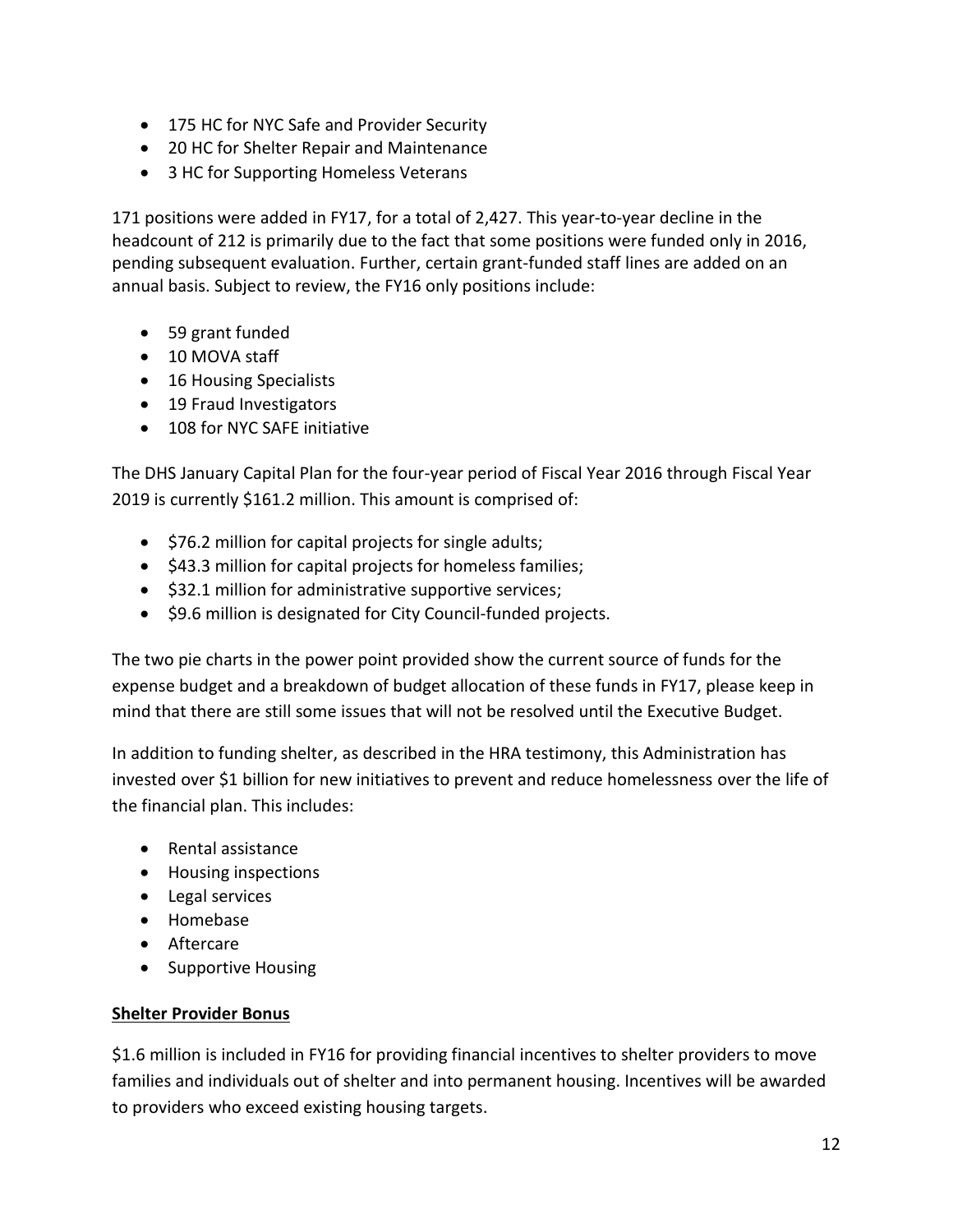- 175 HC for NYC Safe and Provider Security
- 20 HC for Shelter Repair and Maintenance
- 3 HC for Supporting Homeless Veterans

171 positions were added in FY17, for a total of 2,427. This year-to-year decline in the headcount of 212 is primarily due to the fact that some positions were funded only in 2016, pending subsequent evaluation. Further, certain grant-funded staff lines are added on an annual basis. Subject to review, the FY16 only positions include:

- 59 grant funded
- 10 MOVA staff
- 16 Housing Specialists
- 19 Fraud Investigators
- 108 for NYC SAFE initiative

The DHS January Capital Plan for the four-year period of Fiscal Year 2016 through Fiscal Year 2019 is currently $161.2 million. This amount is comprised of:

- $76.2 million for capital projects for single adults;
- $43.3 million for capital projects for homeless families;
- $32.1 million for administrative supportive services;
- $9.6 million is designated for City Council-funded projects.

The two pie charts in the power point provided show the current source of funds for the expense budget and a breakdown of budget allocation of these funds in FY17, please keep in mind that there are still some issues that will not be resolved until the Executive Budget.

In addition to funding shelter, as described in the HRA testimony, this Administration has invested over $1 billion for new initiatives to prevent and reduce homelessness over the life of the financial plan. This includes:

- Rental assistance
- Housing inspections
- Legal services
- Homebase
- Aftercare
- Supportive Housing

**Shelter Provider Bonus**

$1.6 million is included in FY16 for providing financial incentives to shelter providers to move families and individuals out of shelter and into permanent housing. Incentives will be awarded to providers who exceed existing housing targets.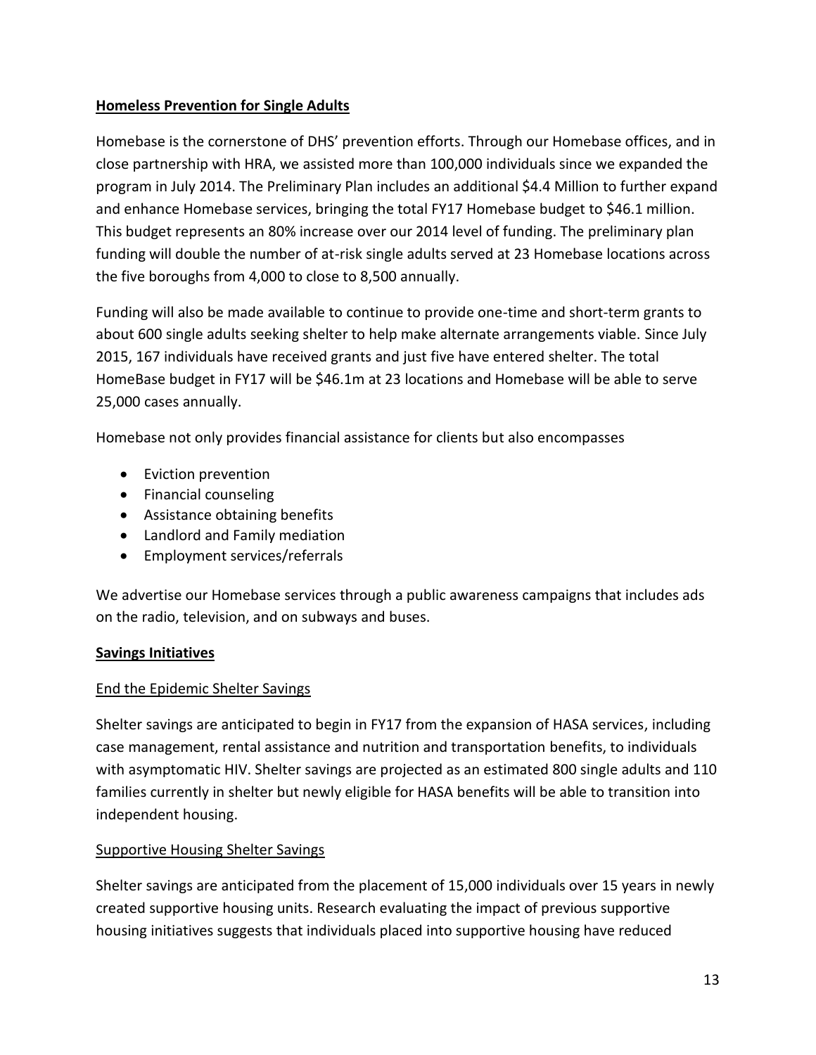**Homeless Prevention for Single Adults**

Homebase is the cornerstone of DHS' prevention efforts. Through our Homebase offices, and in close partnership with HRA, we assisted more than 100,000 individuals since we expanded the program in July 2014. The Preliminary Plan includes an additional $4.4 Million to further expand and enhance Homebase services, bringing the total FY17 Homebase budget to $46.1 million. This budget represents an 80% increase over our 2014 level of funding. The preliminary plan funding will double the number of at-risk single adults served at 23 Homebase locations across the five boroughs from 4,000 to close to 8,500 annually.

Funding will also be made available to continue to provide one-time and short-term grants to about 600 single adults seeking shelter to help make alternate arrangements viable. Since July 2015, 167 individuals have received grants and just five have entered shelter. The total HomeBase budget in FY17 will be $46.1m at 23 locations and Homebase will be able to serve 25,000 cases annually.

Homebase not only provides financial assistance for clients but also encompasses

- Eviction prevention
- Financial counseling
- Assistance obtaining benefits
- Landlord and Family mediation
- Employment services/referrals

We advertise our Homebase services through a public awareness campaigns that includes ads on the radio, television, and on subways and buses.

**Savings Initiatives**

End the Epidemic Shelter Savings

Shelter savings are anticipated to begin in FY17 from the expansion of HASA services, including case management, rental assistance and nutrition and transportation benefits, to individuals with asymptomatic HIV. Shelter savings are projected as an estimated 800 single adults and 110 families currently in shelter but newly eligible for HASA benefits will be able to transition into independent housing.

Supportive Housing Shelter Savings

Shelter savings are anticipated from the placement of 15,000 individuals over 15 years in newly created supportive housing units. Research evaluating the impact of previous supportive housing initiatives suggests that individuals placed into supportive housing have reduced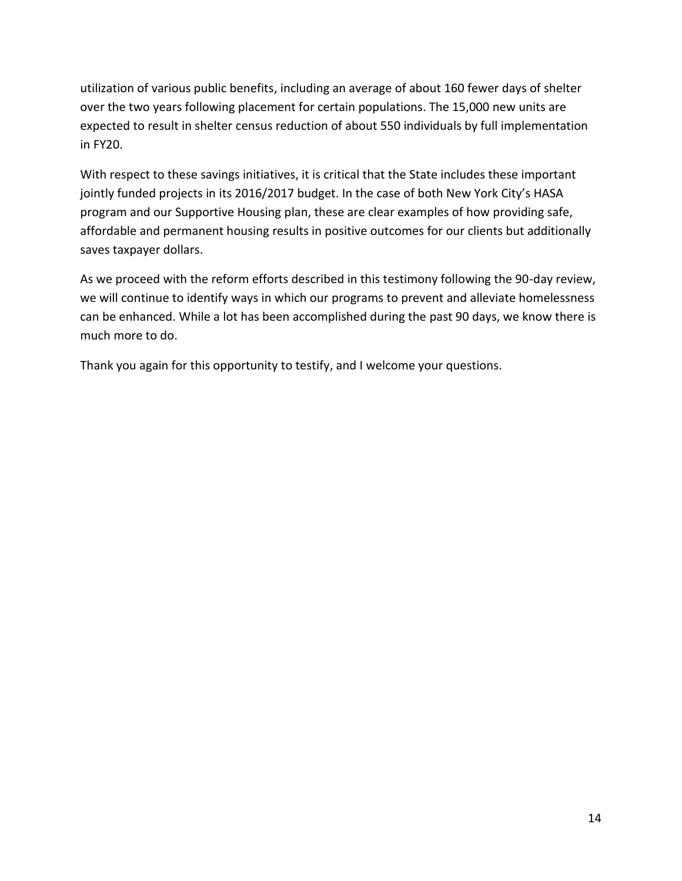utilization of various public benefits, including an average of about 160 fewer days of shelter over the two years following placement for certain populations. The 15,000 new units are expected to result in shelter census reduction of about 550 individuals by full implementation in FY20.

With respect to these savings initiatives, it is critical that the State includes these important jointly funded projects in its 2016/2017 budget. In the case of both New York City's HASA program and our Supportive Housing plan, these are clear examples of how providing safe, affordable and permanent housing results in positive outcomes for our clients but additionally saves taxpayer dollars.

As we proceed with the reform efforts described in this testimony following the 90-day review, we will continue to identify ways in which our programs to prevent and alleviate homelessness can be enhanced. While a lot has been accomplished during the past 90 days, we know there is much more to do.

Thank you again for this opportunity to testify, and I welcome your questions.